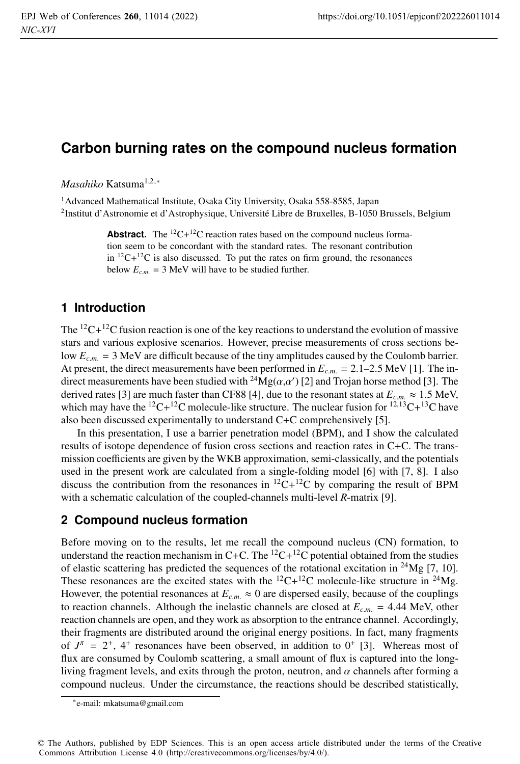# Carbon burning rates on the compound nucleus formation

*Masahiko* Katsuma[1,2,*]

[1]Advanced Mathematical Institute, Osaka City University, Osaka 558-8585, Japan
[2]Institut d'Astronomie et d'Astrophysique, Université Libre de Bruxelles, B-1050 Brussels, Belgium

**Abstract.** The $^{12}$C+$^{12}$C reaction rates based on the compound nucleus formation seem to be concordant with the standard rates. The resonant contribution in $^{12}$C+$^{12}$C is also discussed. To put the rates on firm ground, the resonances below $E_{c.m.}$ = 3 MeV will have to be studied further.

## 1 Introduction

The $^{12}$C+$^{12}$C fusion reaction is one of the key reactions to understand the evolution of massive stars and various explosive scenarios. However, precise measurements of cross sections below $E_{c.m.}$ = 3 MeV are difficult because of the tiny amplitudes caused by the Coulomb barrier. At present, the direct measurements have been performed in $E_{c.m.}$ = 2.1–2.5 MeV [1]. The indirect measurements have been studied with $^{24}$Mg($\alpha$,$\alpha'$) [2] and Trojan horse method [3]. The derived rates [3] are much faster than CF88 [4], due to the resonant states at $E_{c.m.} \approx 1.5$ MeV, which may have the $^{12}$C+$^{12}$C molecule-like structure. The nuclear fusion for $^{12,13}$C+$^{13}$C have also been discussed experimentally to understand C+C comprehensively [5].

In this presentation, I use a barrier penetration model (BPM), and I show the calculated results of isotope dependence of fusion cross sections and reaction rates in C+C. The transmission coefficients are given by the WKB approximation, semi-classically, and the potentials used in the present work are calculated from a single-folding model [6] with [7, 8]. I also discuss the contribution from the resonances in $^{12}$C+$^{12}$C by comparing the result of BPM with a schematic calculation of the coupled-channels multi-level *R*-matrix [9].

## 2 Compound nucleus formation

Before moving on to the results, let me recall the compound nucleus (CN) formation, to understand the reaction mechanism in C+C. The $^{12}$C+$^{12}$C potential obtained from the studies of elastic scattering has predicted the sequences of the rotational excitation in $^{24}$Mg [7, 10]. These resonances are the excited states with the $^{12}$C+$^{12}$C molecule-like structure in $^{24}$Mg. However, the potential resonances at $E_{c.m.} \approx 0$ are dispersed easily, because of the couplings to reaction channels. Although the inelastic channels are closed at $E_{c.m.}$ = 4.44 MeV, other reaction channels are open, and they work as absorption to the entrance channel. Accordingly, their fragments are distributed around the original energy positions. In fact, many fragments of $J^\pi = 2^+, 4^+$ resonances have been observed, in addition to $0^+$ [3]. Whereas most of flux are consumed by Coulomb scattering, a small amount of flux is captured into the long-living fragment levels, and exits through the proton, neutron, and $\alpha$ channels after forming a compound nucleus. Under the circumstance, the reactions should be described statistically,

*e-mail: mkatsuma@gmail.com

© The Authors, published by EDP Sciences. This is an open access article distributed under the terms of the Creative Commons Attribution License 4.0 (http://creativecommons.org/licenses/by/4.0/).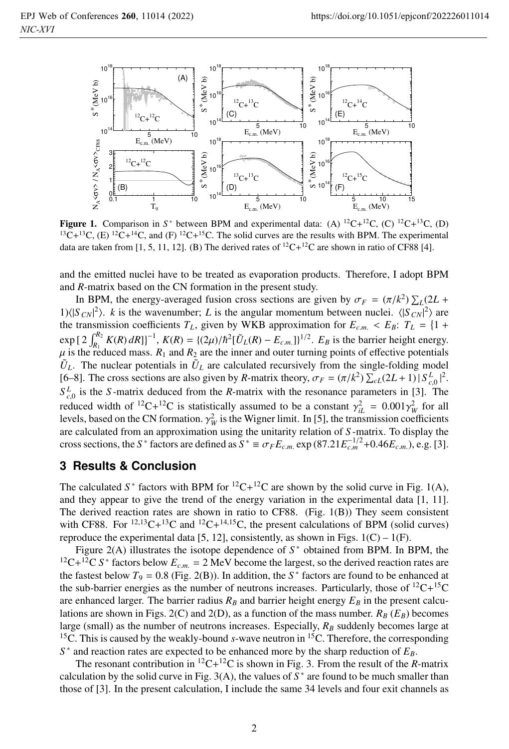**Figure 1.** Comparison in $S^*$ between BPM and experimental data: (A) $^{12}C+^{12}C$, (C) $^{12}C+^{13}C$, (D) $^{13}C+^{13}C$, (E) $^{12}C+^{14}C$, and (F) $^{12}C+^{15}C$. The solid curves are the results with BPM. The experimental data are taken from [1, 5, 11, 12]. (B) The derived rates of $^{12}C+^{12}C$ are shown in ratio of CF88 [4].

and the emitted nuclei have to be treated as evaporation products. Therefore, I adopt BPM and *R*-matrix based on the CN formation in the present study.

In BPM, the energy-averaged fusion cross sections are given by $\sigma_F = (\pi/k^2)\sum_L(2L+1)\langle|S_{CN}|^2\rangle$. $k$ is the wavenumber; $L$ is the angular momentum between nuclei. $\langle|S_{CN}|^2\rangle$ are the transmission coefficients $T_L$, given by WKB approximation for $E_{c.m.} < E_B$: $T_L = \{1+\exp[\,2\int_{R_1}^{R_2} K(R)\,dR]\}^{-1}$, $K(R) = \{(2\mu)/\hbar^2[\tilde{U}_L(R) - E_{c.m.}]\}^{1/2}$. $E_B$ is the barrier height energy. $\mu$ is the reduced mass. $R_1$ and $R_2$ are the inner and outer turning points of effective potentials $\tilde{U}_L$. The nuclear potentials in $\tilde{U}_L$ are calculated recursively from the single-folding model [6–8]. The cross sections are also given by *R*-matrix theory, $\sigma_F = (\pi/k^2)\sum_{cL}(2L+1)\,|\,S^L_{c,0}\,|^2$. $S^L_{c,0}$ is the *S*-matrix deduced from the *R*-matrix with the resonance parameters in [3]. The reduced width of $^{12}C+^{12}C$ is statistically assumed to be a constant $\gamma^2_{iL} = 0.001\gamma^2_W$ for all levels, based on the CN formation. $\gamma^2_W$ is the Wigner limit. In [5], the transmission coefficients are calculated from an approximation using the unitarity relation of *S*-matrix. To display the cross sections, the $S^*$ factors are defined as $S^* \equiv \sigma_F E_{c.m.}\exp(87.21E_{c.m}^{-1/2}+0.46E_{c.m.})$, e.g. [3].

## 3 Results & Conclusion

The calculated $S^*$ factors with BPM for $^{12}C+^{12}C$ are shown by the solid curve in Fig. 1(A), and they appear to give the trend of the energy variation in the experimental data [1, 11]. The derived reaction rates are shown in ratio to CF88. (Fig. 1(B)) They seem consistent with CF88. For $^{12,13}C+^{13}C$ and $^{12}C+^{14,15}C$, the present calculations of BPM (solid curves) reproduce the experimental data [5, 12], consistently, as shown in Figs. 1(C) – 1(F).

Figure 2(A) illustrates the isotope dependence of $S^*$ obtained from BPM. In BPM, the $^{12}C+^{12}C$ $S^*$ factors below $E_{c.m.} = 2$ MeV become the largest, so the derived reaction rates are the fastest below $T_9 = 0.8$ (Fig. 2(B)). In addition, the $S^*$ factors are found to be enhanced at the sub-barrier energies as the number of neutrons increases. Particularly, those of $^{12}C+^{15}C$ are enhanced larger. The barrier radius $R_B$ and barrier height energy $E_B$ in the present calculations are shown in Figs. 2(C) and 2(D), as a function of the mass number. $R_B$ ($E_B$) becomes large (small) as the number of neutrons increases. Especially, $R_B$ suddenly becomes large at $^{15}C$. This is caused by the weakly-bound *s*-wave neutron in $^{15}C$. Therefore, the corresponding $S^*$ and reaction rates are expected to be enhanced more by the sharp reduction of $E_B$.

The resonant contribution in $^{12}C+^{12}C$ is shown in Fig. 3. From the result of the *R*-matrix calculation by the solid curve in Fig. 3(A), the values of $S^*$ are found to be much smaller than those of [3]. In the present calculation, I include the same 34 levels and four exit channels as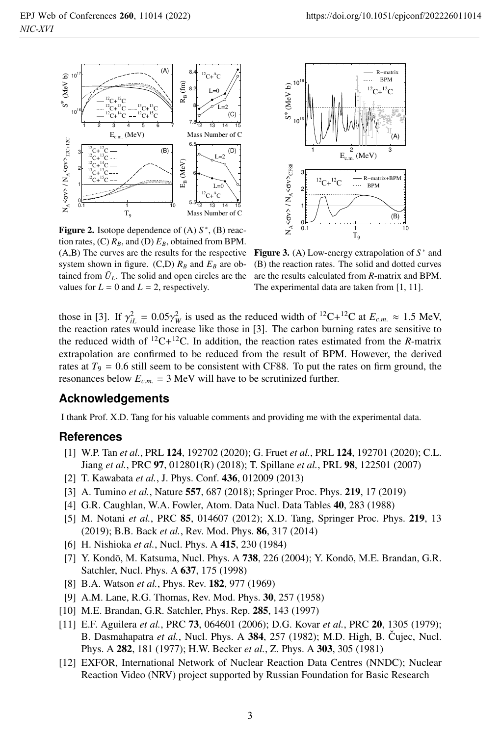(A)

$10^{17}$

$10^{16}$

$S^*$ (MeV b)

$^{12}$C+$^{12}$C

$^{12}$C+$^{13}$C

$^{13}$C+$^{13}$C

$^{12}$C+$^{14}$C

$^{12}$C+$^{15}$C

1 2 3 4 5 6 7

$E_{c.m.}$ (MeV)

(C)

$^{12}$C+$^{A}$C

L=0

L=2

$R_B$ (fm)

8.4 8.2 8 7.8

12 13 14 15

Mass Number of C

(B)

$N_A\langle\sigma v\rangle / N_A\langle\sigma v\rangle_{12C+12C}$

$^{12}$C+$^{12}$C

$^{12}$C+$^{13}$C

$^{12}$C+$^{14}$C

$^{13}$C+$^{13}$C

$^{12}$C+$^{15}$C

0 1 2 3

0.1 1 10

$T_9$

(D)

L=2

L=0

$^{12}$C+$^{A}$C

$E_B$ (MeV)

6.5 6 5.5

12 13 14 15

Mass Number of C

**Figure 2.** Isotope dependence of (A) $S^*$, (B) reaction rates, (C) $R_B$, and (D) $E_B$, obtained from BPM. (A,B) The curves are the results for the respective system shown in figure. (C,D) $R_B$ and $E_B$ are obtained from $\tilde{U}_L$. The solid and open circles are the values for $L = 0$ and $L = 2$, respectively.

R−matrix

BPM

$^{12}$C+$^{12}$C

$S^*$ (MeV b)

$10^{18}$

$10^{16}$

(A)

1 2 3

$E_{c.m.}$ (MeV)

$^{12}$C+$^{12}$C

R−matrix+BPM

BPM

$N_A\langle\sigma v\rangle / N_A\langle\sigma v\rangle_{CF88}$

0 1 2 3

(B)

0.1 1 10

$T_9$

**Figure 3.** (A) Low-energy extrapolation of $S^*$ and (B) the reaction rates. The solid and dotted curves are the results calculated from *R*-matrix and BPM. The experimental data are taken from [1, 11].

those in [3]. If $\gamma^2_{iL} = 0.05\gamma^2_W$ is used as the reduced width of $^{12}$C+$^{12}$C at $E_{c.m.} \approx 1.5$ MeV, the reaction rates would increase like those in [3]. The carbon burning rates are sensitive to the reduced width of $^{12}$C+$^{12}$C. In addition, the reaction rates estimated from the *R*-matrix extrapolation are confirmed to be reduced from the result of BPM. However, the derived rates at $T_9 = 0.6$ still seem to be consistent with CF88. To put the rates on firm ground, the resonances below $E_{c.m.} = 3$ MeV will have to be scrutinized further.

## Acknowledgements

I thank Prof. X.D. Tang for his valuable comments and providing me with the experimental data.

## References

[1] W.P. Tan *et al.*, PRL **124**, 192702 (2020); G. Fruet *et al.*, PRL **124**, 192701 (2020); C.L. Jiang *et al.*, PRC **97**, 012801(R) (2018); T. Spillane *et al.*, PRL **98**, 122501 (2007)

[2] T. Kawabata *et al.*, J. Phys. Conf. **436**, 012009 (2013)

[3] A. Tumino *et al.*, Nature **557**, 687 (2018); Springer Proc. Phys. **219**, 17 (2019)

[4] G.R. Caughlan, W.A. Fowler, Atom. Data Nucl. Data Tables **40**, 283 (1988)

[5] M. Notani *et al.*, PRC **85**, 014607 (2012); X.D. Tang, Springer Proc. Phys. **219**, 13 (2019); B.B. Back *et al.*, Rev. Mod. Phys. **86**, 317 (2014)

[6] H. Nishioka *et al.*, Nucl. Phys. A **415**, 230 (1984)

[7] Y. Kondō, M. Katsuma, Nucl. Phys. A **738**, 226 (2004); Y. Kondō, M.E. Brandan, G.R. Satchler, Nucl. Phys. A **637**, 175 (1998)

[8] B.A. Watson *et al.*, Phys. Rev. **182**, 977 (1969)

[9] A.M. Lane, R.G. Thomas, Rev. Mod. Phys. **30**, 257 (1958)

[10] M.E. Brandan, G.R. Satchler, Phys. Rep. **285**, 143 (1997)

[11] E.F. Aguilera *et al.*, PRC **73**, 064601 (2006); D.G. Kovar *et al.*, PRC **20**, 1305 (1979); B. Dasmahapatra *et al.*, Nucl. Phys. A **384**, 257 (1982); M.D. High, B. Čujec, Nucl. Phys. A **282**, 181 (1977); H.W. Becker *et al.*, Z. Phys. A **303**, 305 (1981)

[12] EXFOR, International Network of Nuclear Reaction Data Centres (NNDC); Nuclear Reaction Video (NRV) project supported by Russian Foundation for Basic Research